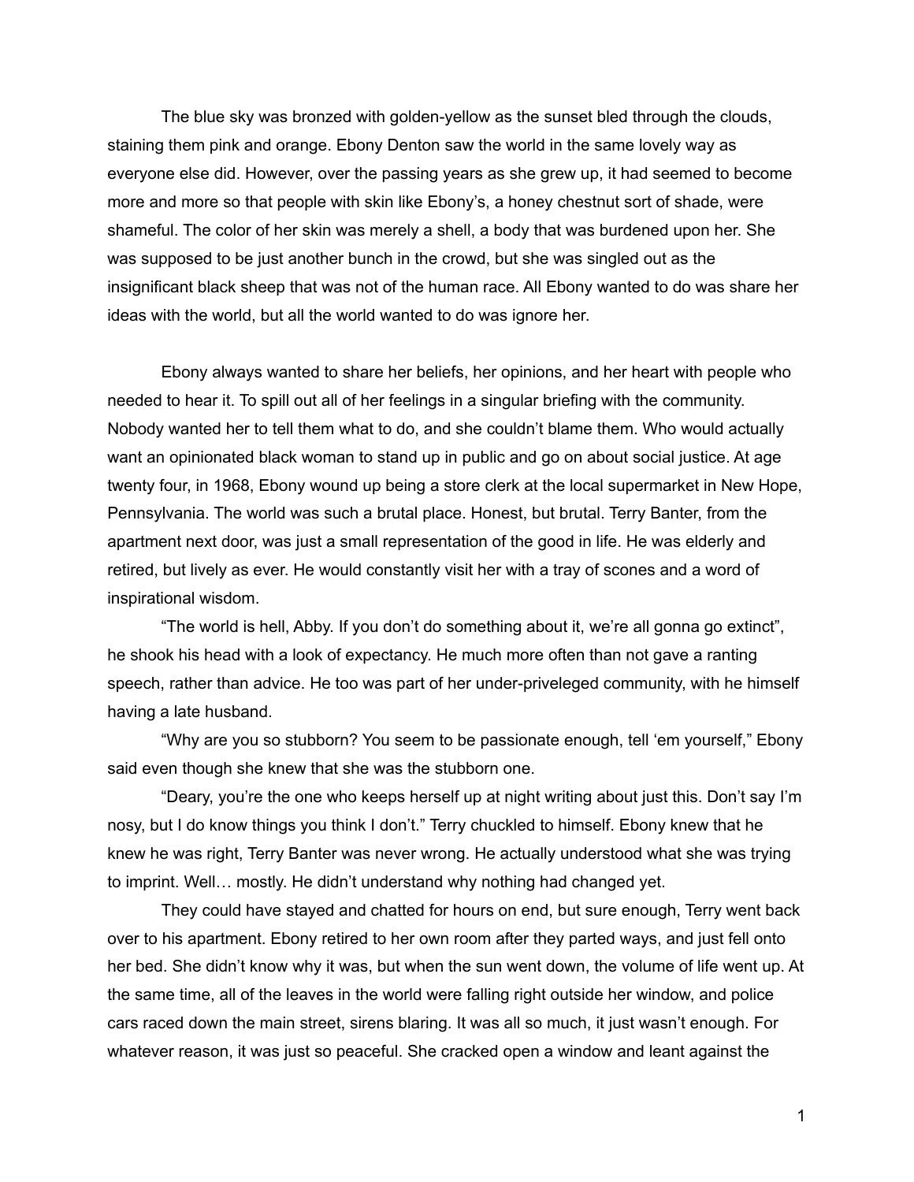The blue sky was bronzed with golden-yellow as the sunset bled through the clouds, staining them pink and orange. Ebony Denton saw the world in the same lovely way as everyone else did. However, over the passing years as she grew up, it had seemed to become more and more so that people with skin like Ebony's, a honey chestnut sort of shade, were shameful. The color of her skin was merely a shell, a body that was burdened upon her. She was supposed to be just another bunch in the crowd, but she was singled out as the insignificant black sheep that was not of the human race. All Ebony wanted to do was share her ideas with the world, but all the world wanted to do was ignore her.

Ebony always wanted to share her beliefs, her opinions, and her heart with people who needed to hear it. To spill out all of her feelings in a singular briefing with the community. Nobody wanted her to tell them what to do, and she couldn't blame them. Who would actually want an opinionated black woman to stand up in public and go on about social justice. At age twenty four, in 1968, Ebony wound up being a store clerk at the local supermarket in New Hope, Pennsylvania. The world was such a brutal place. Honest, but brutal. Terry Banter, from the apartment next door, was just a small representation of the good in life. He was elderly and retired, but lively as ever. He would constantly visit her with a tray of scones and a word of inspirational wisdom.

"The world is hell, Abby. If you don't do something about it, we're all gonna go extinct", he shook his head with a look of expectancy. He much more often than not gave a ranting speech, rather than advice. He too was part of her under-priveleged community, with he himself having a late husband.

"Why are you so stubborn? You seem to be passionate enough, tell 'em yourself," Ebony said even though she knew that she was the stubborn one.

"Deary, you're the one who keeps herself up at night writing about just this. Don't say I'm nosy, but I do know things you think I don't." Terry chuckled to himself. Ebony knew that he knew he was right, Terry Banter was never wrong. He actually understood what she was trying to imprint. Well… mostly. He didn't understand why nothing had changed yet.

They could have stayed and chatted for hours on end, but sure enough, Terry went back over to his apartment. Ebony retired to her own room after they parted ways, and just fell onto her bed. She didn't know why it was, but when the sun went down, the volume of life went up. At the same time, all of the leaves in the world were falling right outside her window, and police cars raced down the main street, sirens blaring. It was all so much, it just wasn't enough. For whatever reason, it was just so peaceful. She cracked open a window and leant against the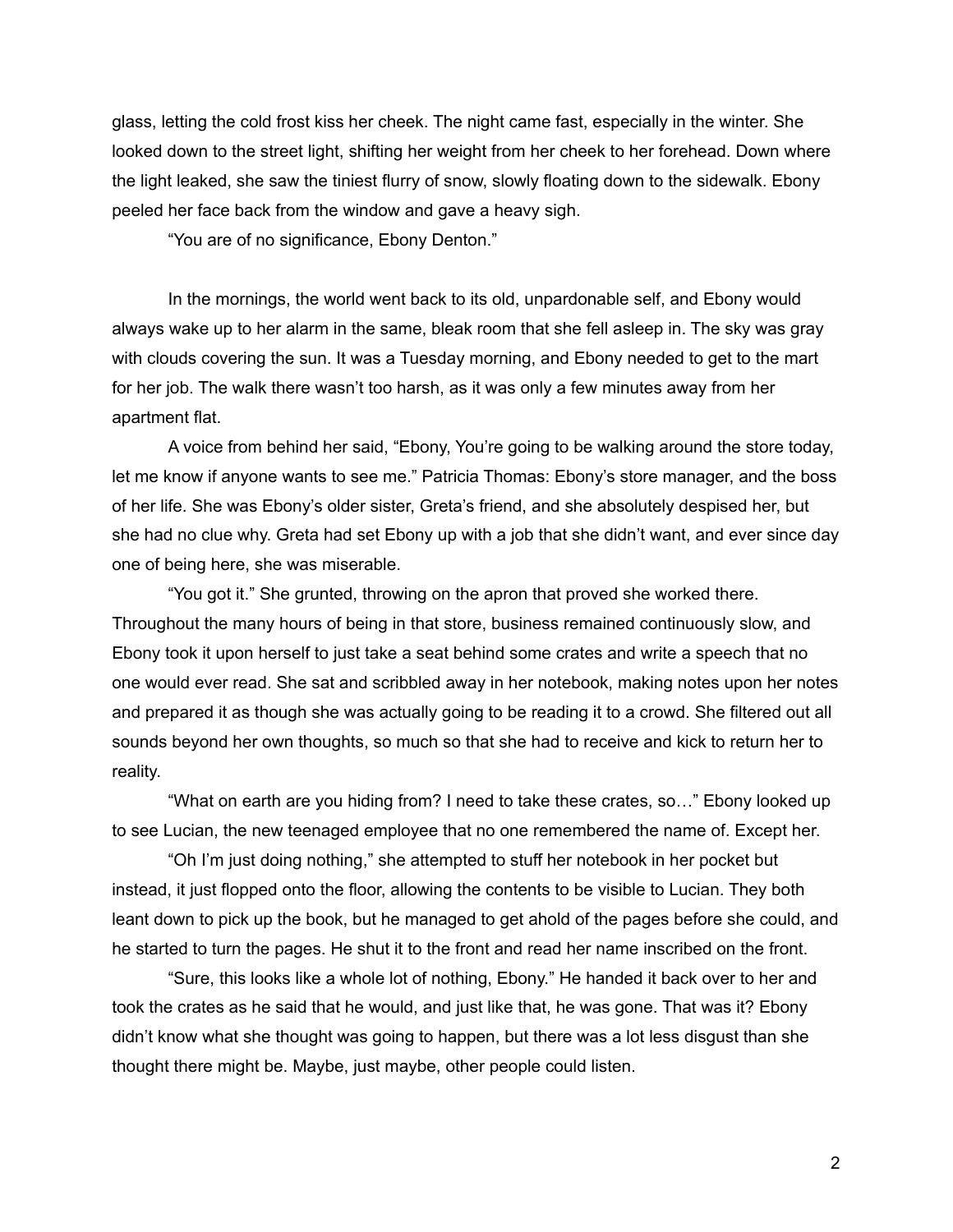glass, letting the cold frost kiss her cheek. The night came fast, especially in the winter. She looked down to the street light, shifting her weight from her cheek to her forehead. Down where the light leaked, she saw the tiniest flurry of snow, slowly floating down to the sidewalk. Ebony peeled her face back from the window and gave a heavy sigh.

"You are of no significance, Ebony Denton."

In the mornings, the world went back to its old, unpardonable self, and Ebony would always wake up to her alarm in the same, bleak room that she fell asleep in. The sky was gray with clouds covering the sun. It was a Tuesday morning, and Ebony needed to get to the mart for her job. The walk there wasn't too harsh, as it was only a few minutes away from her apartment flat.

A voice from behind her said, "Ebony, You're going to be walking around the store today, let me know if anyone wants to see me." Patricia Thomas: Ebony's store manager, and the boss of her life. She was Ebony's older sister, Greta's friend, and she absolutely despised her, but she had no clue why. Greta had set Ebony up with a job that she didn't want, and ever since day one of being here, she was miserable.

"You got it." She grunted, throwing on the apron that proved she worked there. Throughout the many hours of being in that store, business remained continuously slow, and Ebony took it upon herself to just take a seat behind some crates and write a speech that no one would ever read. She sat and scribbled away in her notebook, making notes upon her notes and prepared it as though she was actually going to be reading it to a crowd. She filtered out all sounds beyond her own thoughts, so much so that she had to receive and kick to return her to reality.

"What on earth are you hiding from? I need to take these crates, so…" Ebony looked up to see Lucian, the new teenaged employee that no one remembered the name of. Except her.

"Oh I'm just doing nothing," she attempted to stuff her notebook in her pocket but instead, it just flopped onto the floor, allowing the contents to be visible to Lucian. They both leant down to pick up the book, but he managed to get ahold of the pages before she could, and he started to turn the pages. He shut it to the front and read her name inscribed on the front.

"Sure, this looks like a whole lot of nothing, Ebony." He handed it back over to her and took the crates as he said that he would, and just like that, he was gone. That was it? Ebony didn't know what she thought was going to happen, but there was a lot less disgust than she thought there might be. Maybe, just maybe, other people could listen.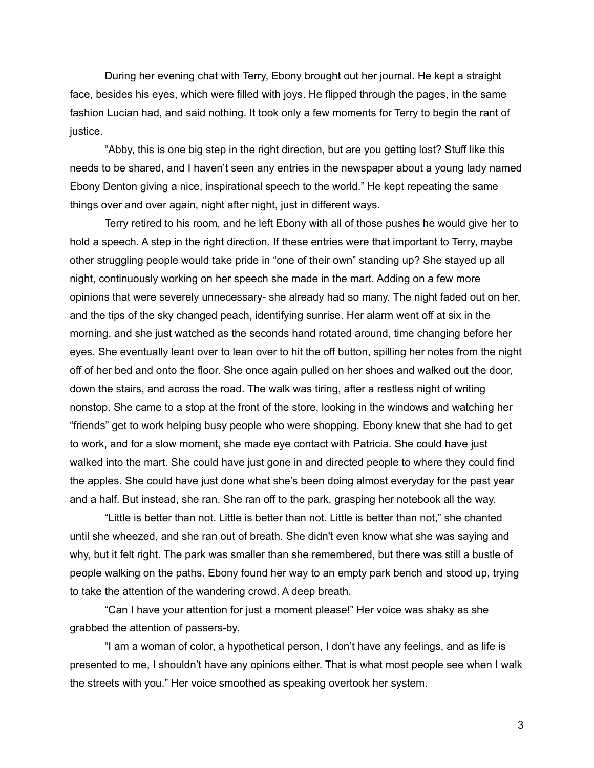During her evening chat with Terry, Ebony brought out her journal. He kept a straight face, besides his eyes, which were filled with joys. He flipped through the pages, in the same fashion Lucian had, and said nothing. It took only a few moments for Terry to begin the rant of justice.

"Abby, this is one big step in the right direction, but are you getting lost? Stuff like this needs to be shared, and I haven't seen any entries in the newspaper about a young lady named Ebony Denton giving a nice, inspirational speech to the world." He kept repeating the same things over and over again, night after night, just in different ways.

Terry retired to his room, and he left Ebony with all of those pushes he would give her to hold a speech. A step in the right direction. If these entries were that important to Terry, maybe other struggling people would take pride in "one of their own" standing up? She stayed up all night, continuously working on her speech she made in the mart. Adding on a few more opinions that were severely unnecessary- she already had so many. The night faded out on her, and the tips of the sky changed peach, identifying sunrise. Her alarm went off at six in the morning, and she just watched as the seconds hand rotated around, time changing before her eyes. She eventually leant over to lean over to hit the off button, spilling her notes from the night off of her bed and onto the floor. She once again pulled on her shoes and walked out the door, down the stairs, and across the road. The walk was tiring, after a restless night of writing nonstop. She came to a stop at the front of the store, looking in the windows and watching her "friends" get to work helping busy people who were shopping. Ebony knew that she had to get to work, and for a slow moment, she made eye contact with Patricia. She could have just walked into the mart. She could have just gone in and directed people to where they could find the apples. She could have just done what she's been doing almost everyday for the past year and a half. But instead, she ran. She ran off to the park, grasping her notebook all the way.

"Little is better than not. Little is better than not. Little is better than not," she chanted until she wheezed, and she ran out of breath. She didn't even know what she was saying and why, but it felt right. The park was smaller than she remembered, but there was still a bustle of people walking on the paths. Ebony found her way to an empty park bench and stood up, trying to take the attention of the wandering crowd. A deep breath.

"Can I have your attention for just a moment please!" Her voice was shaky as she grabbed the attention of passers-by.

"I am a woman of color, a hypothetical person, I don't have any feelings, and as life is presented to me, I shouldn't have any opinions either. That is what most people see when I walk the streets with you." Her voice smoothed as speaking overtook her system.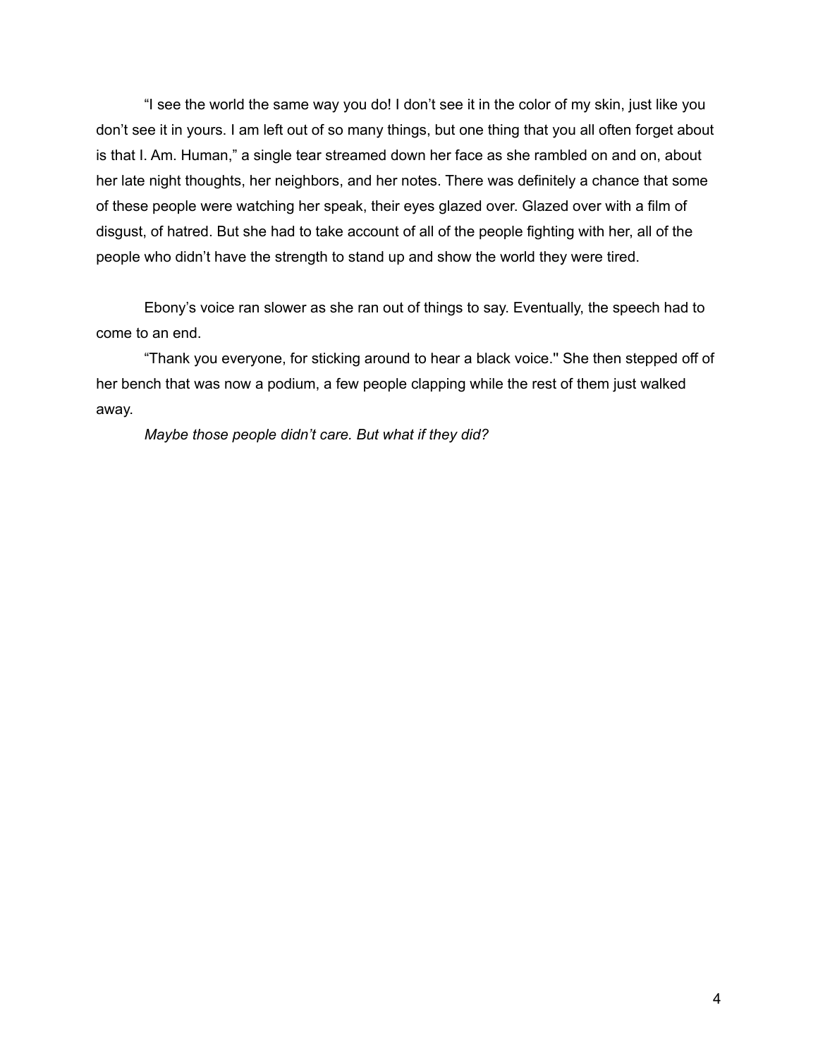"I see the world the same way you do! I don't see it in the color of my skin, just like you don't see it in yours. I am left out of so many things, but one thing that you all often forget about is that I. Am. Human," a single tear streamed down her face as she rambled on and on, about her late night thoughts, her neighbors, and her notes. There was definitely a chance that some of these people were watching her speak, their eyes glazed over. Glazed over with a film of disgust, of hatred. But she had to take account of all of the people fighting with her, all of the people who didn't have the strength to stand up and show the world they were tired.

Ebony's voice ran slower as she ran out of things to say. Eventually, the speech had to come to an end.

"Thank you everyone, for sticking around to hear a black voice.'' She then stepped off of her bench that was now a podium, a few people clapping while the rest of them just walked away.

*Maybe those people didn't care. But what if they did?*